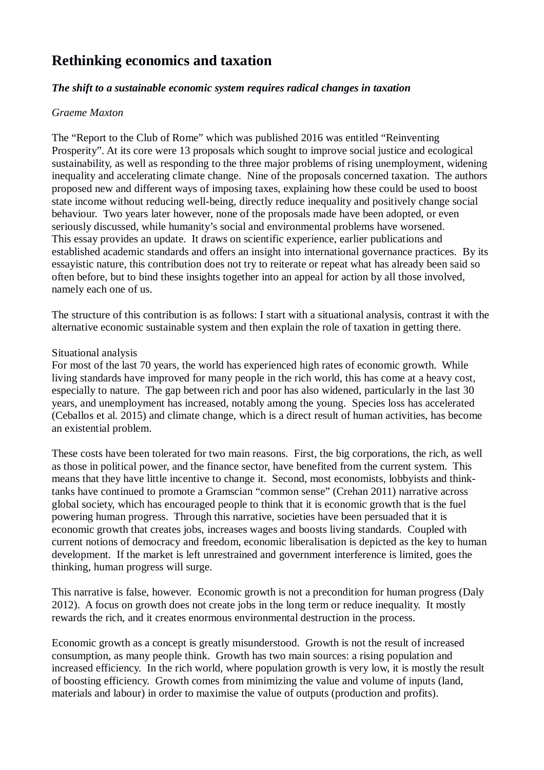# Rethinking economics and taxation

***The shift to a sustainable economic system requires radical changes in taxation***

*Graeme Maxton*

The "Report to the Club of Rome" which was published 2016 was entitled "Reinventing Prosperity". At its core were 13 proposals which sought to improve social justice and ecological sustainability, as well as responding to the three major problems of rising unemployment, widening inequality and accelerating climate change. Nine of the proposals concerned taxation. The authors proposed new and different ways of imposing taxes, explaining how these could be used to boost state income without reducing well-being, directly reduce inequality and positively change social behaviour. Two years later however, none of the proposals made have been adopted, or even seriously discussed, while humanity's social and environmental problems have worsened.
This essay provides an update. It draws on scientific experience, earlier publications and established academic standards and offers an insight into international governance practices. By its essayistic nature, this contribution does not try to reiterate or repeat what has already been said so often before, but to bind these insights together into an appeal for action by all those involved, namely each one of us.

The structure of this contribution is as follows: I start with a situational analysis, contrast it with the alternative economic sustainable system and then explain the role of taxation in getting there.

Situational analysis

For most of the last 70 years, the world has experienced high rates of economic growth. While living standards have improved for many people in the rich world, this has come at a heavy cost, especially to nature. The gap between rich and poor has also widened, particularly in the last 30 years, and unemployment has increased, notably among the young. Species loss has accelerated (Ceballos et al. 2015) and climate change, which is a direct result of human activities, has become an existential problem.

These costs have been tolerated for two main reasons. First, the big corporations, the rich, as well as those in political power, and the finance sector, have benefited from the current system. This means that they have little incentive to change it. Second, most economists, lobbyists and think-tanks have continued to promote a Gramscian "common sense" (Crehan 2011) narrative across global society, which has encouraged people to think that it is economic growth that is the fuel powering human progress. Through this narrative, societies have been persuaded that it is economic growth that creates jobs, increases wages and boosts living standards. Coupled with current notions of democracy and freedom, economic liberalisation is depicted as the key to human development. If the market is left unrestrained and government interference is limited, goes the thinking, human progress will surge.

This narrative is false, however. Economic growth is not a precondition for human progress (Daly 2012). A focus on growth does not create jobs in the long term or reduce inequality. It mostly rewards the rich, and it creates enormous environmental destruction in the process.

Economic growth as a concept is greatly misunderstood. Growth is not the result of increased consumption, as many people think. Growth has two main sources: a rising population and increased efficiency. In the rich world, where population growth is very low, it is mostly the result of boosting efficiency. Growth comes from minimizing the value and volume of inputs (land, materials and labour) in order to maximise the value of outputs (production and profits).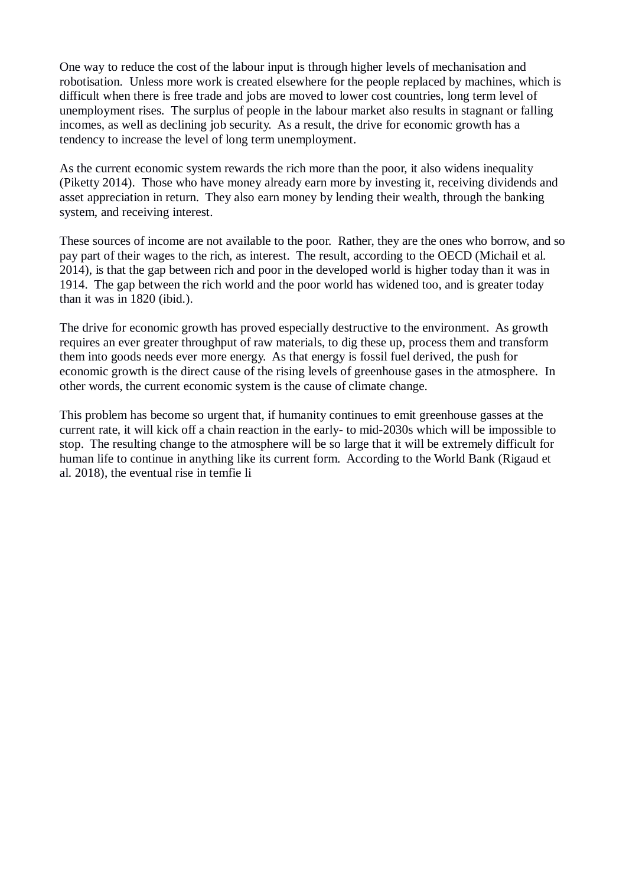One way to reduce the cost of the labour input is through higher levels of mechanisation and robotisation. Unless more work is created elsewhere for the people replaced by machines, which is difficult when there is free trade and jobs are moved to lower cost countries, long term level of unemployment rises. The surplus of people in the labour market also results in stagnant or falling incomes, as well as declining job security. As a result, the drive for economic growth has a tendency to increase the level of long term unemployment.

As the current economic system rewards the rich more than the poor, it also widens inequality (Piketty 2014). Those who have money already earn more by investing it, receiving dividends and asset appreciation in return. They also earn money by lending their wealth, through the banking system, and receiving interest.

These sources of income are not available to the poor. Rather, they are the ones who borrow, and so pay part of their wages to the rich, as interest. The result, according to the OECD (Michail et al. 2014), is that the gap between rich and poor in the developed world is higher today than it was in 1914. The gap between the rich world and the poor world has widened too, and is greater today than it was in 1820 (ibid.).

The drive for economic growth has proved especially destructive to the environment. As growth requires an ever greater throughput of raw materials, to dig these up, process them and transform them into goods needs ever more energy. As that energy is fossil fuel derived, the push for economic growth is the direct cause of the rising levels of greenhouse gases in the atmosphere. In other words, the current economic system is the cause of climate change.

This problem has become so urgent that, if humanity continues to emit greenhouse gasses at the current rate, it will kick off a chain reaction in the early- to mid-2030s which will be impossible to stop. The resulting change to the atmosphere will be so large that it will be extremely difficult for human life to continue in anything like its current form. According to the World Bank (Rigaud et al. 2018), the eventual rise in temfie li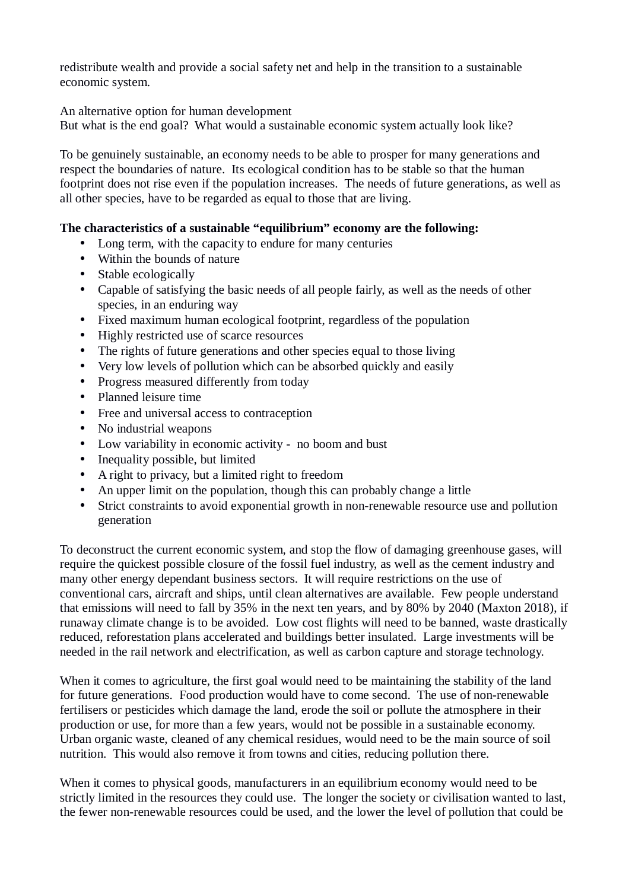redistribute wealth and provide a social safety net and help in the transition to a sustainable economic system.

An alternative option for human development

But what is the end goal? What would a sustainable economic system actually look like?

To be genuinely sustainable, an economy needs to be able to prosper for many generations and respect the boundaries of nature. Its ecological condition has to be stable so that the human footprint does not rise even if the population increases. The needs of future generations, as well as all other species, have to be regarded as equal to those that are living.

**The characteristics of a sustainable "equilibrium" economy are the following:**

- Long term, with the capacity to endure for many centuries
- Within the bounds of nature
- Stable ecologically
- Capable of satisfying the basic needs of all people fairly, as well as the needs of other species, in an enduring way
- Fixed maximum human ecological footprint, regardless of the population
- Highly restricted use of scarce resources
- The rights of future generations and other species equal to those living
- Very low levels of pollution which can be absorbed quickly and easily
- Progress measured differently from today
- Planned leisure time
- Free and universal access to contraception
- No industrial weapons
- Low variability in economic activity - no boom and bust
- Inequality possible, but limited
- A right to privacy, but a limited right to freedom
- An upper limit on the population, though this can probably change a little
- Strict constraints to avoid exponential growth in non-renewable resource use and pollution generation

To deconstruct the current economic system, and stop the flow of damaging greenhouse gases, will require the quickest possible closure of the fossil fuel industry, as well as the cement industry and many other energy dependant business sectors. It will require restrictions on the use of conventional cars, aircraft and ships, until clean alternatives are available. Few people understand that emissions will need to fall by 35% in the next ten years, and by 80% by 2040 (Maxton 2018), if runaway climate change is to be avoided. Low cost flights will need to be banned, waste drastically reduced, reforestation plans accelerated and buildings better insulated. Large investments will be needed in the rail network and electrification, as well as carbon capture and storage technology.

When it comes to agriculture, the first goal would need to be maintaining the stability of the land for future generations. Food production would have to come second. The use of non-renewable fertilisers or pesticides which damage the land, erode the soil or pollute the atmosphere in their production or use, for more than a few years, would not be possible in a sustainable economy. Urban organic waste, cleaned of any chemical residues, would need to be the main source of soil nutrition. This would also remove it from towns and cities, reducing pollution there.

When it comes to physical goods, manufacturers in an equilibrium economy would need to be strictly limited in the resources they could use. The longer the society or civilisation wanted to last, the fewer non-renewable resources could be used, and the lower the level of pollution that could be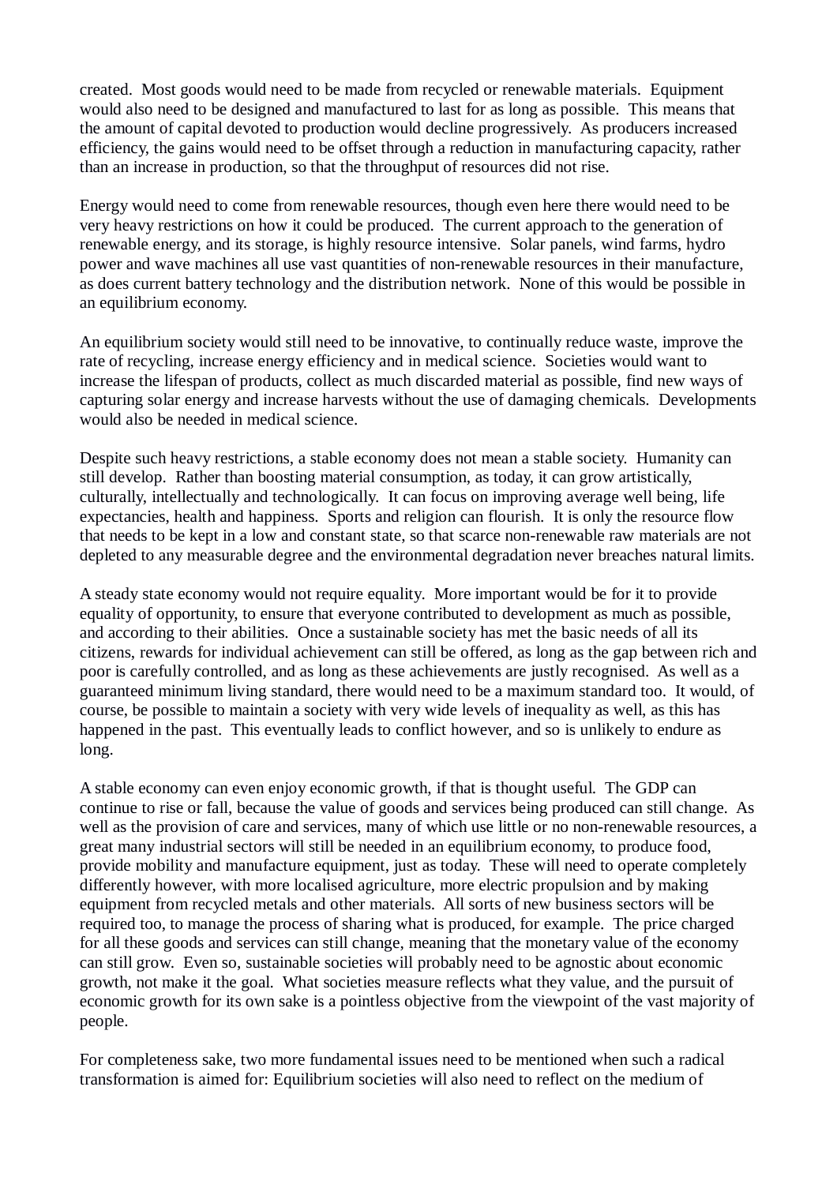created. Most goods would need to be made from recycled or renewable materials. Equipment would also need to be designed and manufactured to last for as long as possible. This means that the amount of capital devoted to production would decline progressively. As producers increased efficiency, the gains would need to be offset through a reduction in manufacturing capacity, rather than an increase in production, so that the throughput of resources did not rise.

Energy would need to come from renewable resources, though even here there would need to be very heavy restrictions on how it could be produced. The current approach to the generation of renewable energy, and its storage, is highly resource intensive. Solar panels, wind farms, hydro power and wave machines all use vast quantities of non-renewable resources in their manufacture, as does current battery technology and the distribution network. None of this would be possible in an equilibrium economy.

An equilibrium society would still need to be innovative, to continually reduce waste, improve the rate of recycling, increase energy efficiency and in medical science. Societies would want to increase the lifespan of products, collect as much discarded material as possible, find new ways of capturing solar energy and increase harvests without the use of damaging chemicals. Developments would also be needed in medical science.

Despite such heavy restrictions, a stable economy does not mean a stable society. Humanity can still develop. Rather than boosting material consumption, as today, it can grow artistically, culturally, intellectually and technologically. It can focus on improving average well being, life expectancies, health and happiness. Sports and religion can flourish. It is only the resource flow that needs to be kept in a low and constant state, so that scarce non-renewable raw materials are not depleted to any measurable degree and the environmental degradation never breaches natural limits.

A steady state economy would not require equality. More important would be for it to provide equality of opportunity, to ensure that everyone contributed to development as much as possible, and according to their abilities. Once a sustainable society has met the basic needs of all its citizens, rewards for individual achievement can still be offered, as long as the gap between rich and poor is carefully controlled, and as long as these achievements are justly recognised. As well as a guaranteed minimum living standard, there would need to be a maximum standard too. It would, of course, be possible to maintain a society with very wide levels of inequality as well, as this has happened in the past. This eventually leads to conflict however, and so is unlikely to endure as long.

A stable economy can even enjoy economic growth, if that is thought useful. The GDP can continue to rise or fall, because the value of goods and services being produced can still change. As well as the provision of care and services, many of which use little or no non-renewable resources, a great many industrial sectors will still be needed in an equilibrium economy, to produce food, provide mobility and manufacture equipment, just as today. These will need to operate completely differently however, with more localised agriculture, more electric propulsion and by making equipment from recycled metals and other materials. All sorts of new business sectors will be required too, to manage the process of sharing what is produced, for example. The price charged for all these goods and services can still change, meaning that the monetary value of the economy can still grow. Even so, sustainable societies will probably need to be agnostic about economic growth, not make it the goal. What societies measure reflects what they value, and the pursuit of economic growth for its own sake is a pointless objective from the viewpoint of the vast majority of people.

For completeness sake, two more fundamental issues need to be mentioned when such a radical transformation is aimed for: Equilibrium societies will also need to reflect on the medium of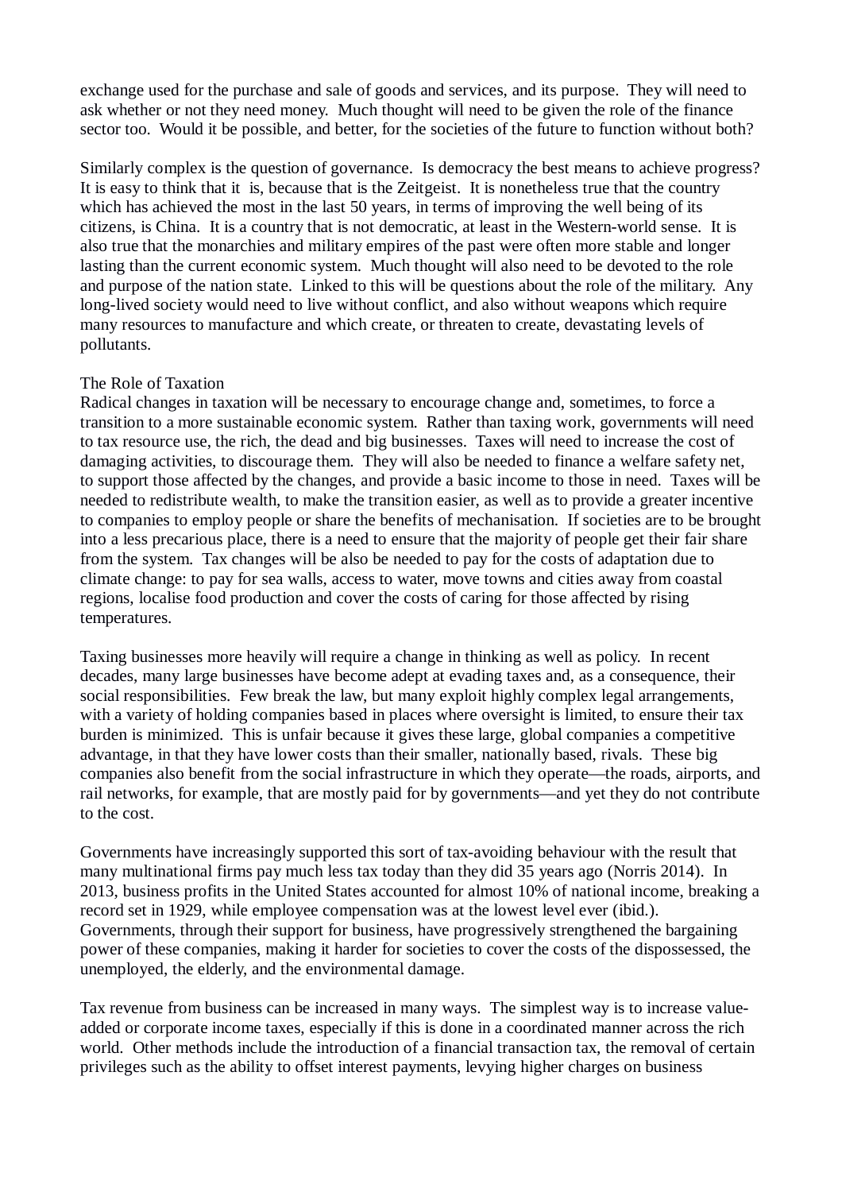exchange used for the purchase and sale of goods and services, and its purpose. They will need to ask whether or not they need money. Much thought will need to be given the role of the finance sector too. Would it be possible, and better, for the societies of the future to function without both?

Similarly complex is the question of governance. Is democracy the best means to achieve progress? It is easy to think that it is, because that is the Zeitgeist. It is nonetheless true that the country which has achieved the most in the last 50 years, in terms of improving the well being of its citizens, is China. It is a country that is not democratic, at least in the Western-world sense. It is also true that the monarchies and military empires of the past were often more stable and longer lasting than the current economic system. Much thought will also need to be devoted to the role and purpose of the nation state. Linked to this will be questions about the role of the military. Any long-lived society would need to live without conflict, and also without weapons which require many resources to manufacture and which create, or threaten to create, devastating levels of pollutants.

## The Role of Taxation

Radical changes in taxation will be necessary to encourage change and, sometimes, to force a transition to a more sustainable economic system. Rather than taxing work, governments will need to tax resource use, the rich, the dead and big businesses. Taxes will need to increase the cost of damaging activities, to discourage them. They will also be needed to finance a welfare safety net, to support those affected by the changes, and provide a basic income to those in need. Taxes will be needed to redistribute wealth, to make the transition easier, as well as to provide a greater incentive to companies to employ people or share the benefits of mechanisation. If societies are to be brought into a less precarious place, there is a need to ensure that the majority of people get their fair share from the system. Tax changes will be also be needed to pay for the costs of adaptation due to climate change: to pay for sea walls, access to water, move towns and cities away from coastal regions, localise food production and cover the costs of caring for those affected by rising temperatures.

Taxing businesses more heavily will require a change in thinking as well as policy. In recent decades, many large businesses have become adept at evading taxes and, as a consequence, their social responsibilities. Few break the law, but many exploit highly complex legal arrangements, with a variety of holding companies based in places where oversight is limited, to ensure their tax burden is minimized. This is unfair because it gives these large, global companies a competitive advantage, in that they have lower costs than their smaller, nationally based, rivals. These big companies also benefit from the social infrastructure in which they operate—the roads, airports, and rail networks, for example, that are mostly paid for by governments—and yet they do not contribute to the cost.

Governments have increasingly supported this sort of tax-avoiding behaviour with the result that many multinational firms pay much less tax today than they did 35 years ago (Norris 2014). In 2013, business profits in the United States accounted for almost 10% of national income, breaking a record set in 1929, while employee compensation was at the lowest level ever (ibid.). Governments, through their support for business, have progressively strengthened the bargaining power of these companies, making it harder for societies to cover the costs of the dispossessed, the unemployed, the elderly, and the environmental damage.

Tax revenue from business can be increased in many ways. The simplest way is to increase value-added or corporate income taxes, especially if this is done in a coordinated manner across the rich world. Other methods include the introduction of a financial transaction tax, the removal of certain privileges such as the ability to offset interest payments, levying higher charges on business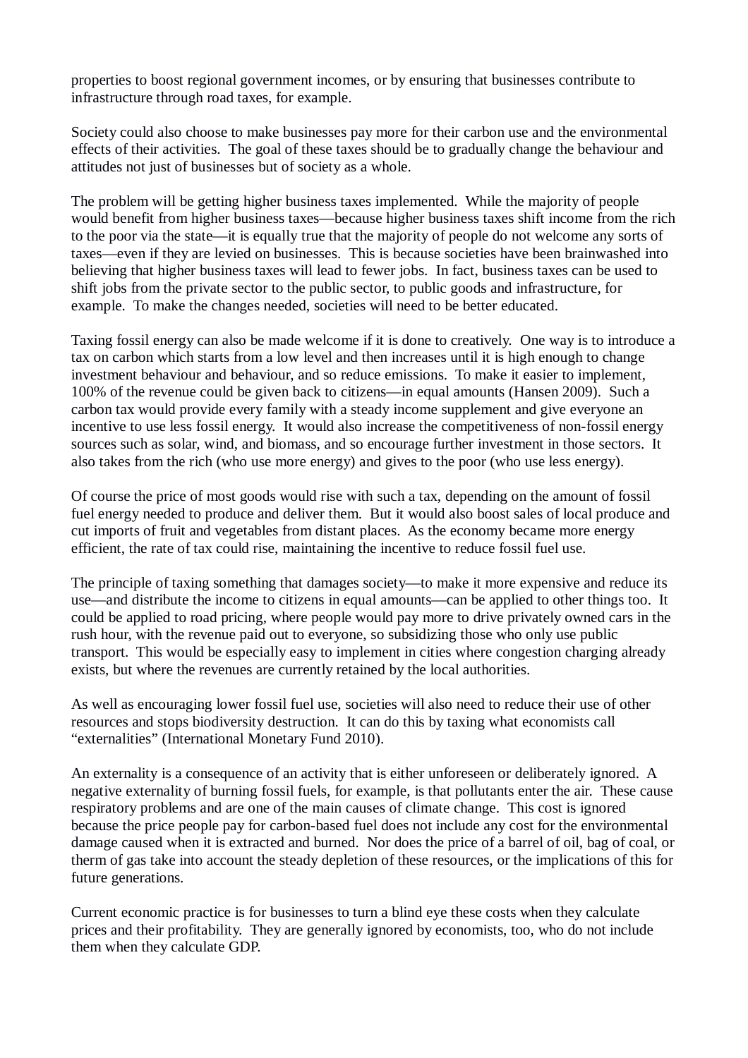properties to boost regional government incomes, or by ensuring that businesses contribute to infrastructure through road taxes, for example.

Society could also choose to make businesses pay more for their carbon use and the environmental effects of their activities. The goal of these taxes should be to gradually change the behaviour and attitudes not just of businesses but of society as a whole.

The problem will be getting higher business taxes implemented. While the majority of people would benefit from higher business taxes—because higher business taxes shift income from the rich to the poor via the state—it is equally true that the majority of people do not welcome any sorts of taxes—even if they are levied on businesses. This is because societies have been brainwashed into believing that higher business taxes will lead to fewer jobs. In fact, business taxes can be used to shift jobs from the private sector to the public sector, to public goods and infrastructure, for example. To make the changes needed, societies will need to be better educated.

Taxing fossil energy can also be made welcome if it is done to creatively. One way is to introduce a tax on carbon which starts from a low level and then increases until it is high enough to change investment behaviour and behaviour, and so reduce emissions. To make it easier to implement, 100% of the revenue could be given back to citizens—in equal amounts (Hansen 2009). Such a carbon tax would provide every family with a steady income supplement and give everyone an incentive to use less fossil energy. It would also increase the competitiveness of non-fossil energy sources such as solar, wind, and biomass, and so encourage further investment in those sectors. It also takes from the rich (who use more energy) and gives to the poor (who use less energy).

Of course the price of most goods would rise with such a tax, depending on the amount of fossil fuel energy needed to produce and deliver them. But it would also boost sales of local produce and cut imports of fruit and vegetables from distant places. As the economy became more energy efficient, the rate of tax could rise, maintaining the incentive to reduce fossil fuel use.

The principle of taxing something that damages society—to make it more expensive and reduce its use—and distribute the income to citizens in equal amounts—can be applied to other things too. It could be applied to road pricing, where people would pay more to drive privately owned cars in the rush hour, with the revenue paid out to everyone, so subsidizing those who only use public transport. This would be especially easy to implement in cities where congestion charging already exists, but where the revenues are currently retained by the local authorities.

As well as encouraging lower fossil fuel use, societies will also need to reduce their use of other resources and stops biodiversity destruction. It can do this by taxing what economists call "externalities" (International Monetary Fund 2010).

An externality is a consequence of an activity that is either unforeseen or deliberately ignored. A negative externality of burning fossil fuels, for example, is that pollutants enter the air. These cause respiratory problems and are one of the main causes of climate change. This cost is ignored because the price people pay for carbon-based fuel does not include any cost for the environmental damage caused when it is extracted and burned. Nor does the price of a barrel of oil, bag of coal, or therm of gas take into account the steady depletion of these resources, or the implications of this for future generations.

Current economic practice is for businesses to turn a blind eye these costs when they calculate prices and their profitability. They are generally ignored by economists, too, who do not include them when they calculate GDP.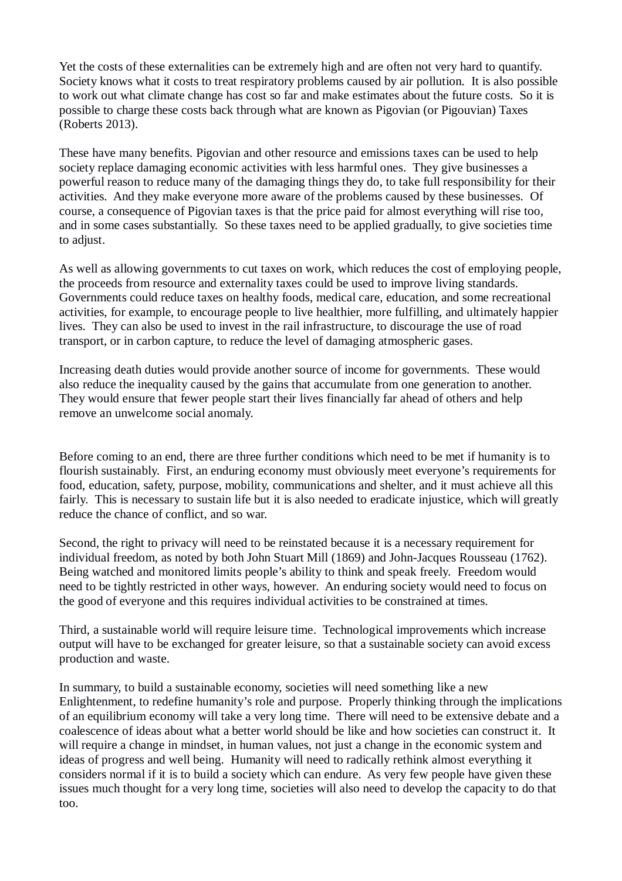Yet the costs of these externalities can be extremely high and are often not very hard to quantify. Society knows what it costs to treat respiratory problems caused by air pollution. It is also possible to work out what climate change has cost so far and make estimates about the future costs. So it is possible to charge these costs back through what are known as Pigovian (or Pigouvian) Taxes (Roberts 2013).

These have many benefits. Pigovian and other resource and emissions taxes can be used to help society replace damaging economic activities with less harmful ones. They give businesses a powerful reason to reduce many of the damaging things they do, to take full responsibility for their activities. And they make everyone more aware of the problems caused by these businesses. Of course, a consequence of Pigovian taxes is that the price paid for almost everything will rise too, and in some cases substantially. So these taxes need to be applied gradually, to give societies time to adjust.

As well as allowing governments to cut taxes on work, which reduces the cost of employing people, the proceeds from resource and externality taxes could be used to improve living standards. Governments could reduce taxes on healthy foods, medical care, education, and some recreational activities, for example, to encourage people to live healthier, more fulfilling, and ultimately happier lives. They can also be used to invest in the rail infrastructure, to discourage the use of road transport, or in carbon capture, to reduce the level of damaging atmospheric gases.

Increasing death duties would provide another source of income for governments. These would also reduce the inequality caused by the gains that accumulate from one generation to another. They would ensure that fewer people start their lives financially far ahead of others and help remove an unwelcome social anomaly.

Before coming to an end, there are three further conditions which need to be met if humanity is to flourish sustainably. First, an enduring economy must obviously meet everyone's requirements for food, education, safety, purpose, mobility, communications and shelter, and it must achieve all this fairly. This is necessary to sustain life but it is also needed to eradicate injustice, which will greatly reduce the chance of conflict, and so war.

Second, the right to privacy will need to be reinstated because it is a necessary requirement for individual freedom, as noted by both John Stuart Mill (1869) and John-Jacques Rousseau (1762). Being watched and monitored limits people's ability to think and speak freely. Freedom would need to be tightly restricted in other ways, however. An enduring society would need to focus on the good of everyone and this requires individual activities to be constrained at times.

Third, a sustainable world will require leisure time. Technological improvements which increase output will have to be exchanged for greater leisure, so that a sustainable society can avoid excess production and waste.

In summary, to build a sustainable economy, societies will need something like a new Enlightenment, to redefine humanity's role and purpose. Properly thinking through the implications of an equilibrium economy will take a very long time. There will need to be extensive debate and a coalescence of ideas about what a better world should be like and how societies can construct it. It will require a change in mindset, in human values, not just a change in the economic system and ideas of progress and well being. Humanity will need to radically rethink almost everything it considers normal if it is to build a society which can endure. As very few people have given these issues much thought for a very long time, societies will also need to develop the capacity to do that too.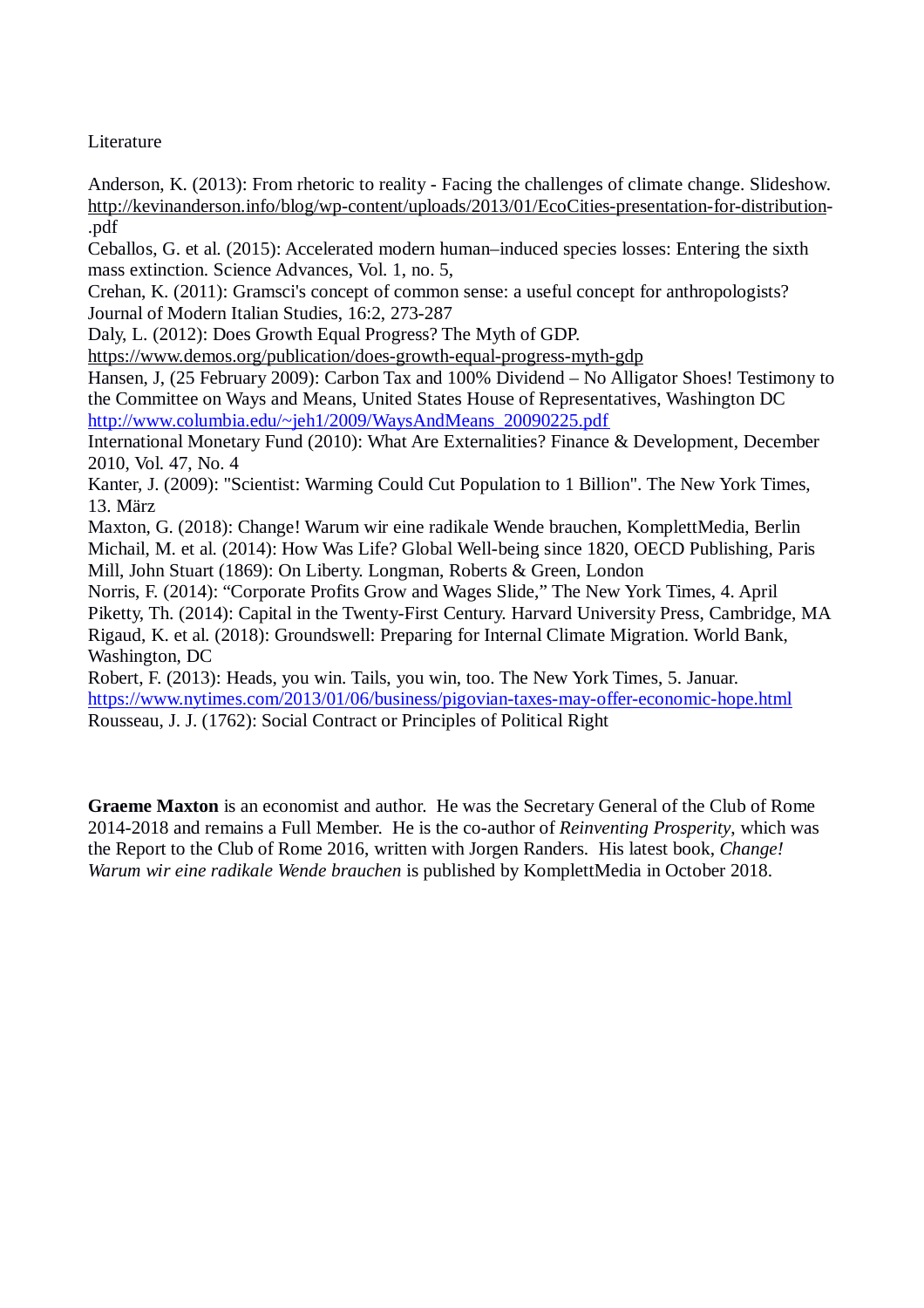## Literature

Anderson, K. (2013): From rhetoric to reality - Facing the challenges of climate change. Slideshow. http://kevinanderson.info/blog/wp-content/uploads/2013/01/EcoCities-presentation-for-distribution-.pdf

Ceballos, G. et al. (2015): Accelerated modern human–induced species losses: Entering the sixth mass extinction. Science Advances, Vol. 1, no. 5,

Crehan, K. (2011): Gramsci's concept of common sense: a useful concept for anthropologists? Journal of Modern Italian Studies, 16:2, 273-287

Daly, L. (2012): Does Growth Equal Progress? The Myth of GDP. https://www.demos.org/publication/does-growth-equal-progress-myth-gdp

Hansen, J, (25 February 2009): Carbon Tax and 100% Dividend – No Alligator Shoes! Testimony to the Committee on Ways and Means, United States House of Representatives, Washington DC http://www.columbia.edu/~jeh1/2009/WaysAndMeans_20090225.pdf

International Monetary Fund (2010): What Are Externalities? Finance & Development, December 2010, Vol. 47, No. 4

Kanter, J. (2009): "Scientist: Warming Could Cut Population to 1 Billion". The New York Times, 13. März

Maxton, G. (2018): Change! Warum wir eine radikale Wende brauchen, KomplettMedia, Berlin

Michail, M. et al. (2014): How Was Life? Global Well-being since 1820, OECD Publishing, Paris

Mill, John Stuart (1869): On Liberty. Longman, Roberts & Green, London

Norris, F. (2014): "Corporate Profits Grow and Wages Slide," The New York Times, 4. April

Piketty, Th. (2014): Capital in the Twenty-First Century. Harvard University Press, Cambridge, MA

Rigaud, K. et al. (2018): Groundswell: Preparing for Internal Climate Migration. World Bank, Washington, DC

Robert, F. (2013): Heads, you win. Tails, you win, too. The New York Times, 5. Januar. https://www.nytimes.com/2013/01/06/business/pigovian-taxes-may-offer-economic-hope.html

Rousseau, J. J. (1762): Social Contract or Principles of Political Right

**Graeme Maxton** is an economist and author. He was the Secretary General of the Club of Rome 2014-2018 and remains a Full Member. He is the co-author of *Reinventing Prosperity*, which was the Report to the Club of Rome 2016, written with Jorgen Randers. His latest book, *Change! Warum wir eine radikale Wende brauchen* is published by KomplettMedia in October 2018.